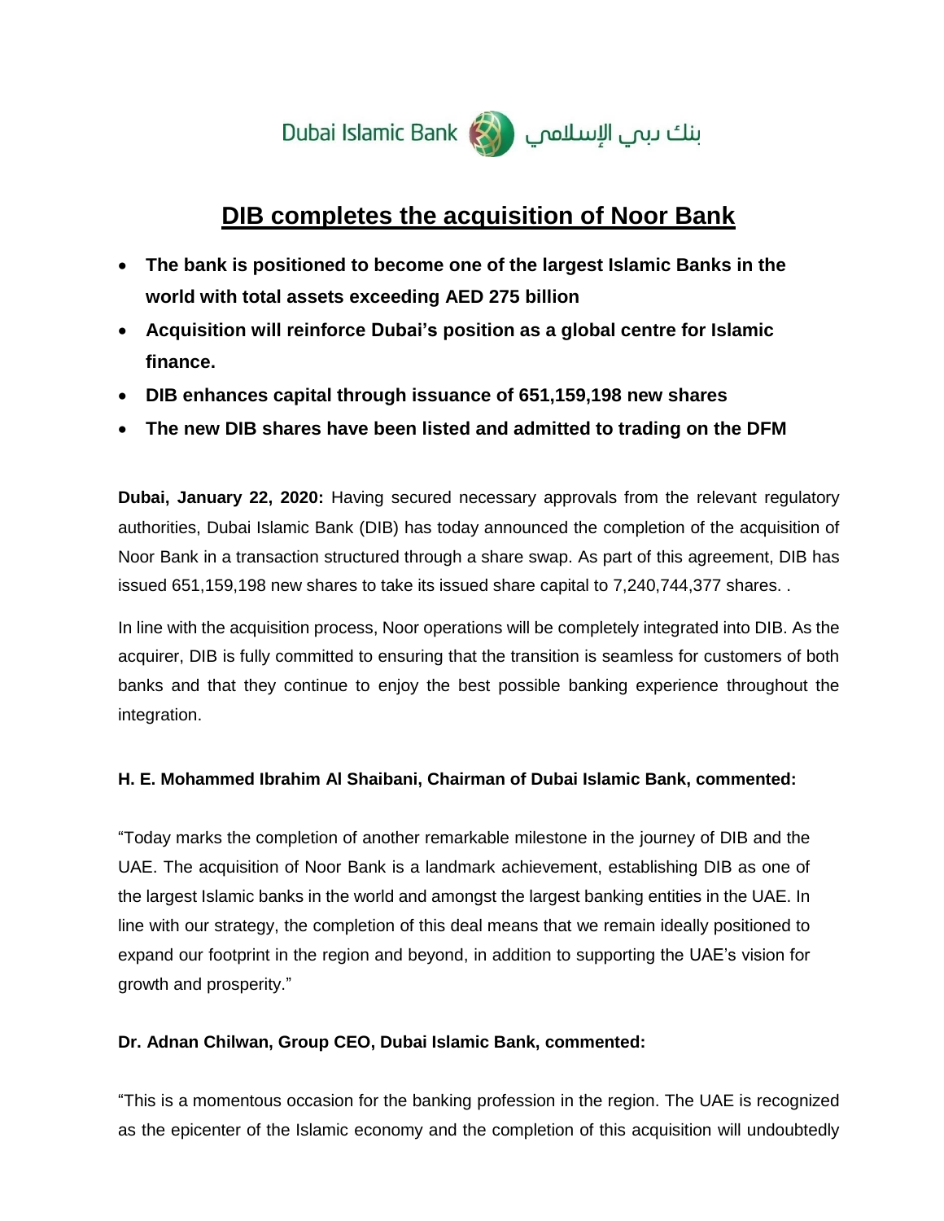Dubai Islamic Bank بنك دبي الإسلامي

# DIB completes the acquisition of Noor Bank

- **The bank is positioned to become one of the largest Islamic Banks in the world with total assets exceeding AED 275 billion**
- **Acquisition will reinforce Dubai's position as a global centre for Islamic finance.**
- **DIB enhances capital through issuance of 651,159,198 new shares**
- **The new DIB shares have been listed and admitted to trading on the DFM**

**Dubai, January 22, 2020:** Having secured necessary approvals from the relevant regulatory authorities, Dubai Islamic Bank (DIB) has today announced the completion of the acquisition of Noor Bank in a transaction structured through a share swap. As part of this agreement, DIB has issued 651,159,198 new shares to take its issued share capital to 7,240,744,377 shares. .

In line with the acquisition process, Noor operations will be completely integrated into DIB. As the acquirer, DIB is fully committed to ensuring that the transition is seamless for customers of both banks and that they continue to enjoy the best possible banking experience throughout the integration.

**H. E. Mohammed Ibrahim Al Shaibani, Chairman of Dubai Islamic Bank, commented:**

"Today marks the completion of another remarkable milestone in the journey of DIB and the UAE. The acquisition of Noor Bank is a landmark achievement, establishing DIB as one of the largest Islamic banks in the world and amongst the largest banking entities in the UAE. In line with our strategy, the completion of this deal means that we remain ideally positioned to expand our footprint in the region and beyond, in addition to supporting the UAE's vision for growth and prosperity."

**Dr. Adnan Chilwan, Group CEO, Dubai Islamic Bank, commented:**

"This is a momentous occasion for the banking profession in the region. The UAE is recognized as the epicenter of the Islamic economy and the completion of this acquisition will undoubtedly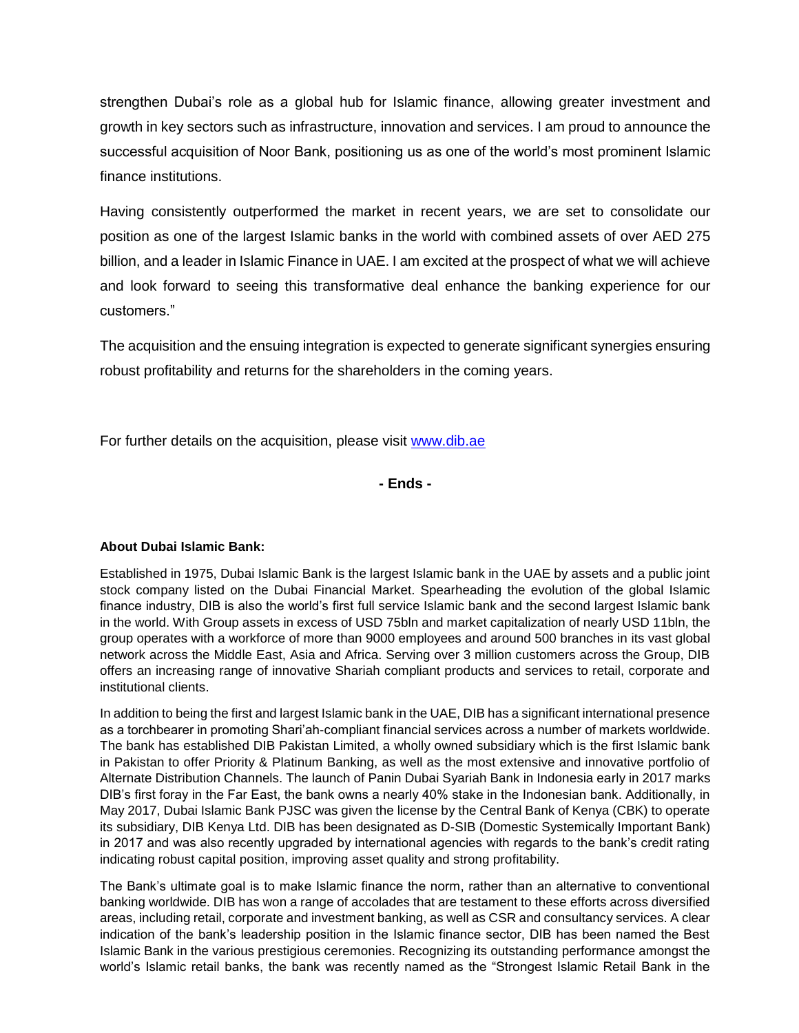strengthen Dubai's role as a global hub for Islamic finance, allowing greater investment and growth in key sectors such as infrastructure, innovation and services. I am proud to announce the successful acquisition of Noor Bank, positioning us as one of the world's most prominent Islamic finance institutions.

Having consistently outperformed the market in recent years, we are set to consolidate our position as one of the largest Islamic banks in the world with combined assets of over AED 275 billion, and a leader in Islamic Finance in UAE. I am excited at the prospect of what we will achieve and look forward to seeing this transformative deal enhance the banking experience for our customers."

The acquisition and the ensuing integration is expected to generate significant synergies ensuring robust profitability and returns for the shareholders in the coming years.

For further details on the acquisition, please visit [www.dib.ae](www.dib.ae)

**- Ends -**

**About Dubai Islamic Bank:**

Established in 1975, Dubai Islamic Bank is the largest Islamic bank in the UAE by assets and a public joint stock company listed on the Dubai Financial Market. Spearheading the evolution of the global Islamic finance industry, DIB is also the world's first full service Islamic bank and the second largest Islamic bank in the world. With Group assets in excess of USD 75bln and market capitalization of nearly USD 11bln, the group operates with a workforce of more than 9000 employees and around 500 branches in its vast global network across the Middle East, Asia and Africa. Serving over 3 million customers across the Group, DIB offers an increasing range of innovative Shariah compliant products and services to retail, corporate and institutional clients.

In addition to being the first and largest Islamic bank in the UAE, DIB has a significant international presence as a torchbearer in promoting Shari'ah-compliant financial services across a number of markets worldwide. The bank has established DIB Pakistan Limited, a wholly owned subsidiary which is the first Islamic bank in Pakistan to offer Priority & Platinum Banking, as well as the most extensive and innovative portfolio of Alternate Distribution Channels. The launch of Panin Dubai Syariah Bank in Indonesia early in 2017 marks DIB's first foray in the Far East, the bank owns a nearly 40% stake in the Indonesian bank. Additionally, in May 2017, Dubai Islamic Bank PJSC was given the license by the Central Bank of Kenya (CBK) to operate its subsidiary, DIB Kenya Ltd. DIB has been designated as D-SIB (Domestic Systemically Important Bank) in 2017 and was also recently upgraded by international agencies with regards to the bank's credit rating indicating robust capital position, improving asset quality and strong profitability.

The Bank's ultimate goal is to make Islamic finance the norm, rather than an alternative to conventional banking worldwide. DIB has won a range of accolades that are testament to these efforts across diversified areas, including retail, corporate and investment banking, as well as CSR and consultancy services. A clear indication of the bank's leadership position in the Islamic finance sector, DIB has been named the Best Islamic Bank in the various prestigious ceremonies. Recognizing its outstanding performance amongst the world's Islamic retail banks, the bank was recently named as the "Strongest Islamic Retail Bank in the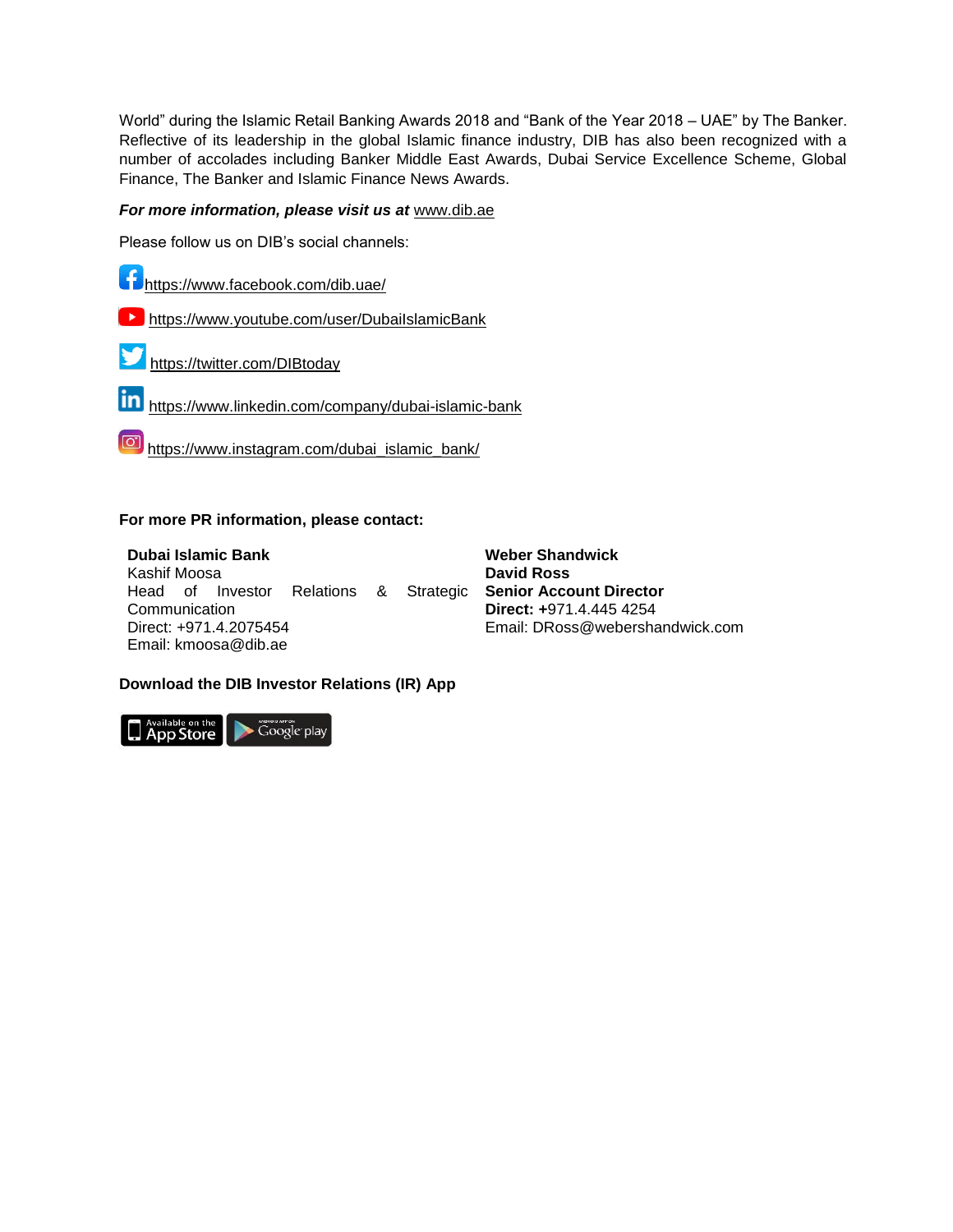World" during the Islamic Retail Banking Awards 2018 and "Bank of the Year 2018 – UAE" by The Banker. Reflective of its leadership in the global Islamic finance industry, DIB has also been recognized with a number of accolades including Banker Middle East Awards, Dubai Service Excellence Scheme, Global Finance, The Banker and Islamic Finance News Awards.

***For more information, please visit us at*** www.dib.ae

Please follow us on DIB's social channels:

https://www.facebook.com/dib.uae/

https://www.youtube.com/user/DubaiIslamicBank

https://twitter.com/DIBtoday

https://www.linkedin.com/company/dubai-islamic-bank

https://www.instagram.com/dubai_islamic_bank/

**For more PR information, please contact:**

**Dubai Islamic Bank**
Kashif Moosa
Head of Investor Relations & Strategic Communication
Direct: +971.4.2075454
Email: kmoosa@dib.ae

**Weber Shandwick**
**David Ross**
**Senior Account Director**
**Direct: +**971.4.445 4254
Email: DRoss@webershandwick.com

**Download the DIB Investor Relations (IR) App**

Available on the App Store | Google play